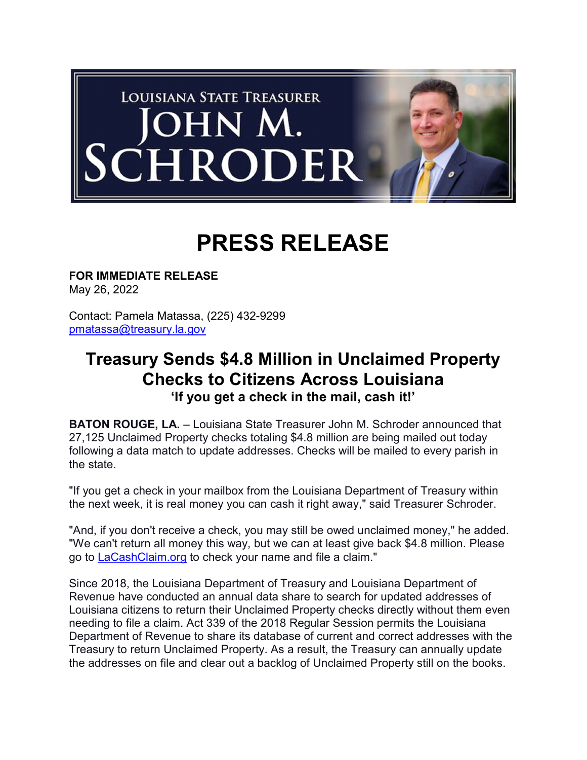LOUISIANA STATE TREASURER
JOHN M. SCHRODER

# PRESS RELEASE

**FOR IMMEDIATE RELEASE**
May 26, 2022

Contact: Pamela Matassa, (225) 432-9299
[pmatassa@treasury.la.gov](mailto:pmatassa@treasury.la.gov)

## Treasury Sends $4.8 Million in Unclaimed Property Checks to Citizens Across Louisiana

### 'If you get a check in the mail, cash it!'

**BATON ROUGE, LA.** – Louisiana State Treasurer John M. Schroder announced that 27,125 Unclaimed Property checks totaling $4.8 million are being mailed out today following a data match to update addresses. Checks will be mailed to every parish in the state.

"If you get a check in your mailbox from the Louisiana Department of Treasury within the next week, it is real money you can cash it right away," said Treasurer Schroder.

"And, if you don't receive a check, you may still be owed unclaimed money," he added. "We can't return all money this way, but we can at least give back $4.8 million. Please go to [LaCashClaim.org](https://LaCashClaim.org) to check your name and file a claim."

Since 2018, the Louisiana Department of Treasury and Louisiana Department of Revenue have conducted an annual data share to search for updated addresses of Louisiana citizens to return their Unclaimed Property checks directly without them even needing to file a claim. Act 339 of the 2018 Regular Session permits the Louisiana Department of Revenue to share its database of current and correct addresses with the Treasury to return Unclaimed Property. As a result, the Treasury can annually update the addresses on file and clear out a backlog of Unclaimed Property still on the books.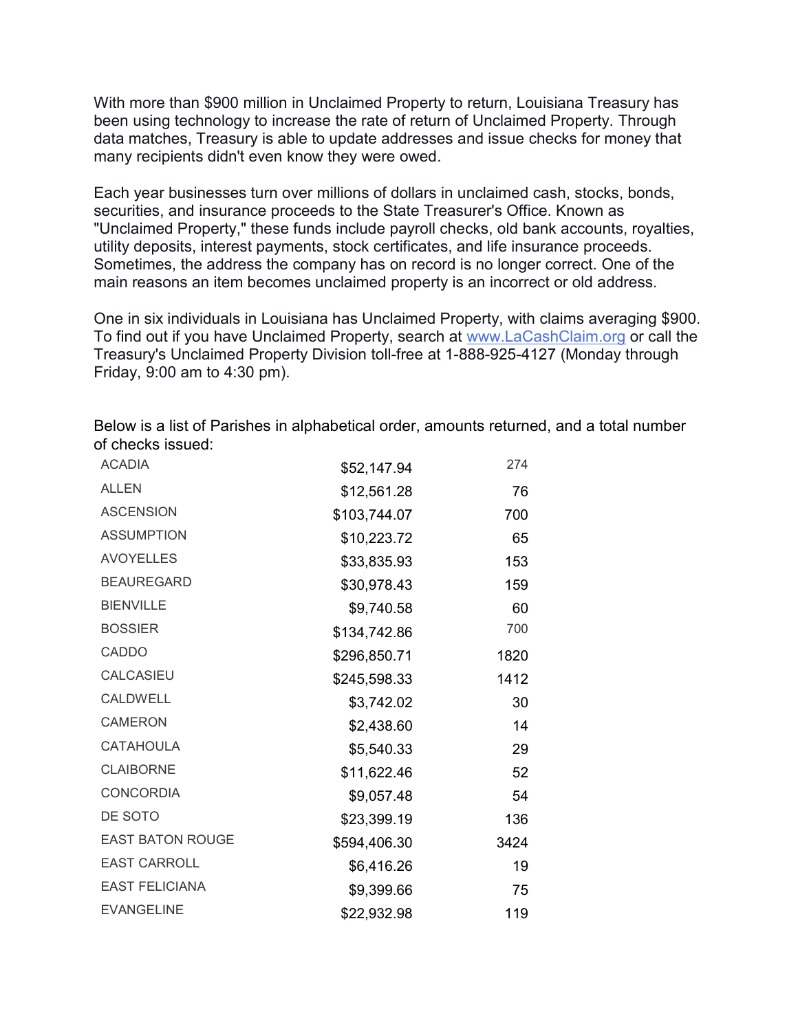With more than $900 million in Unclaimed Property to return, Louisiana Treasury has been using technology to increase the rate of return of Unclaimed Property. Through data matches, Treasury is able to update addresses and issue checks for money that many recipients didn't even know they were owed.

Each year businesses turn over millions of dollars in unclaimed cash, stocks, bonds, securities, and insurance proceeds to the State Treasurer's Office. Known as "Unclaimed Property," these funds include payroll checks, old bank accounts, royalties, utility deposits, interest payments, stock certificates, and life insurance proceeds. Sometimes, the address the company has on record is no longer correct. One of the main reasons an item becomes unclaimed property is an incorrect or old address.

One in six individuals in Louisiana has Unclaimed Property, with claims averaging $900. To find out if you have Unclaimed Property, search at www.LaCashClaim.org or call the Treasury's Unclaimed Property Division toll-free at 1-888-925-4127 (Monday through Friday, 9:00 am to 4:30 pm).

Below is a list of Parishes in alphabetical order, amounts returned, and a total number of checks issued:

| | | |
|---|---:|---:|
| ACADIA | $52,147.94 | 274 |
| ALLEN | $12,561.28 | 76 |
| ASCENSION | $103,744.07 | 700 |
| ASSUMPTION | $10,223.72 | 65 |
| AVOYELLES | $33,835.93 | 153 |
| BEAUREGARD | $30,978.43 | 159 |
| BIENVILLE | $9,740.58 | 60 |
| BOSSIER | $134,742.86 | 700 |
| CADDO | $296,850.71 | 1820 |
| CALCASIEU | $245,598.33 | 1412 |
| CALDWELL | $3,742.02 | 30 |
| CAMERON | $2,438.60 | 14 |
| CATAHOULA | $5,540.33 | 29 |
| CLAIBORNE | $11,622.46 | 52 |
| CONCORDIA | $9,057.48 | 54 |
| DE SOTO | $23,399.19 | 136 |
| EAST BATON ROUGE | $594,406.30 | 3424 |
| EAST CARROLL | $6,416.26 | 19 |
| EAST FELICIANA | $9,399.66 | 75 |
| EVANGELINE | $22,932.98 | 119 |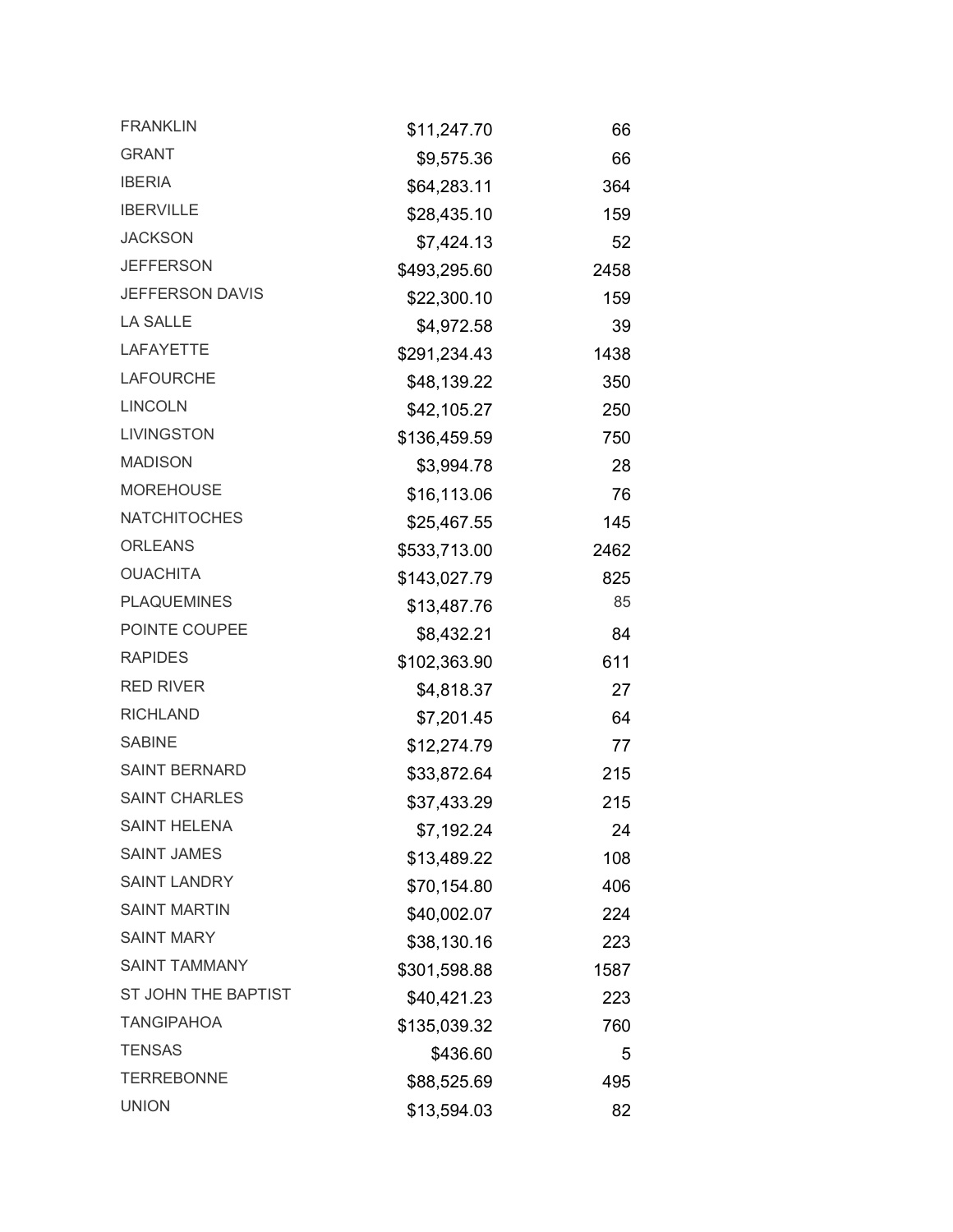| | | |
|---|---|---|
| FRANKLIN | $11,247.70 | 66 |
| GRANT | $9,575.36 | 66 |
| IBERIA | $64,283.11 | 364 |
| IBERVILLE | $28,435.10 | 159 |
| JACKSON | $7,424.13 | 52 |
| JEFFERSON | $493,295.60 | 2458 |
| JEFFERSON DAVIS | $22,300.10 | 159 |
| LA SALLE | $4,972.58 | 39 |
| LAFAYETTE | $291,234.43 | 1438 |
| LAFOURCHE | $48,139.22 | 350 |
| LINCOLN | $42,105.27 | 250 |
| LIVINGSTON | $136,459.59 | 750 |
| MADISON | $3,994.78 | 28 |
| MOREHOUSE | $16,113.06 | 76 |
| NATCHITOCHES | $25,467.55 | 145 |
| ORLEANS | $533,713.00 | 2462 |
| OUACHITA | $143,027.79 | 825 |
| PLAQUEMINES | $13,487.76 | 85 |
| POINTE COUPEE | $8,432.21 | 84 |
| RAPIDES | $102,363.90 | 611 |
| RED RIVER | $4,818.37 | 27 |
| RICHLAND | $7,201.45 | 64 |
| SABINE | $12,274.79 | 77 |
| SAINT BERNARD | $33,872.64 | 215 |
| SAINT CHARLES | $37,433.29 | 215 |
| SAINT HELENA | $7,192.24 | 24 |
| SAINT JAMES | $13,489.22 | 108 |
| SAINT LANDRY | $70,154.80 | 406 |
| SAINT MARTIN | $40,002.07 | 224 |
| SAINT MARY | $38,130.16 | 223 |
| SAINT TAMMANY | $301,598.88 | 1587 |
| ST JOHN THE BAPTIST | $40,421.23 | 223 |
| TANGIPAHOA | $135,039.32 | 760 |
| TENSAS | $436.60 | 5 |
| TERREBONNE | $88,525.69 | 495 |
| UNION | $13,594.03 | 82 |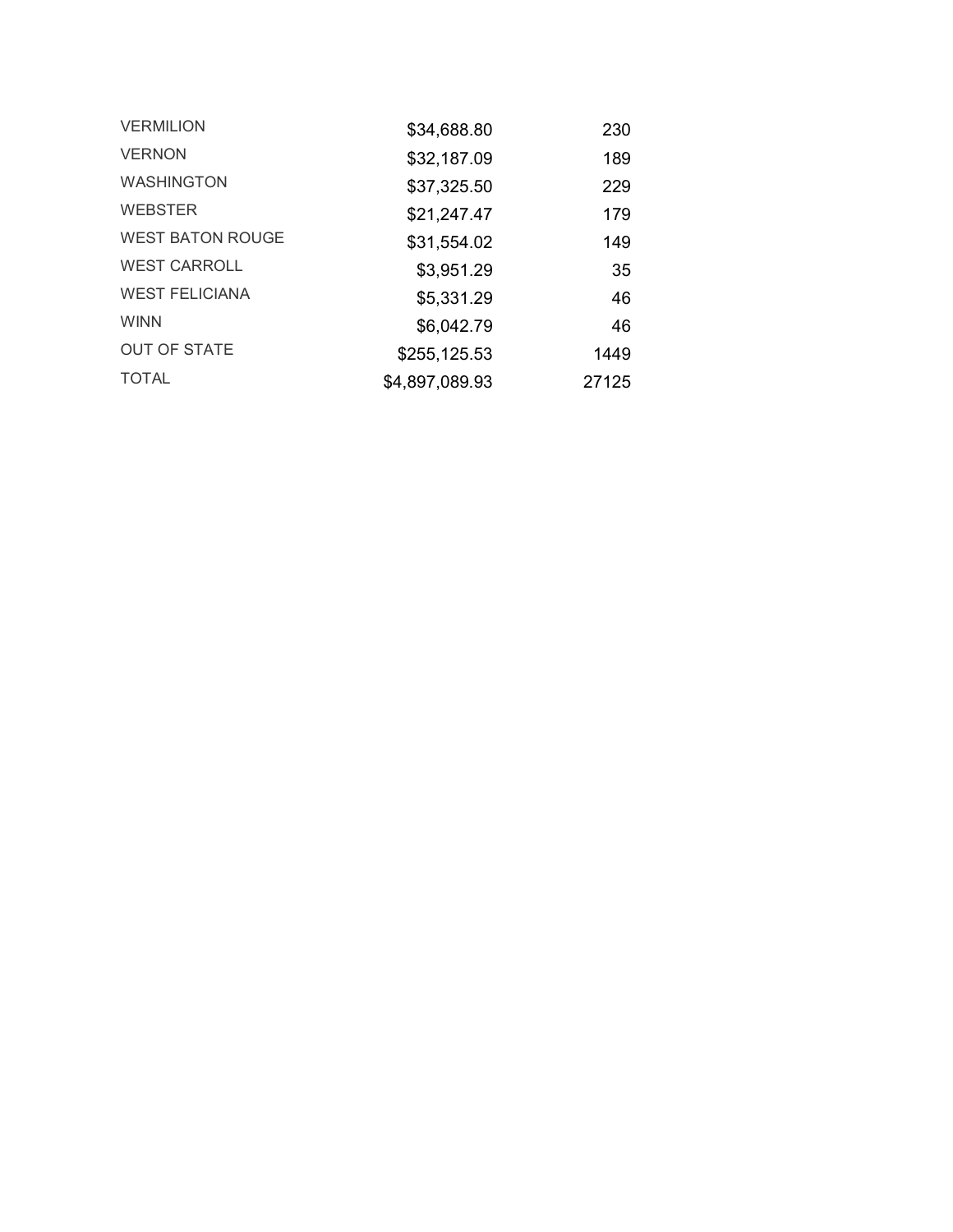| | | |
|---|---|---|
| VERMILION | $34,688.80 | 230 |
| VERNON | $32,187.09 | 189 |
| WASHINGTON | $37,325.50 | 229 |
| WEBSTER | $21,247.47 | 179 |
| WEST BATON ROUGE | $31,554.02 | 149 |
| WEST CARROLL | $3,951.29 | 35 |
| WEST FELICIANA | $5,331.29 | 46 |
| WINN | $6,042.79 | 46 |
| OUT OF STATE | $255,125.53 | 1449 |
| TOTAL | $4,897,089.93 | 27125 |